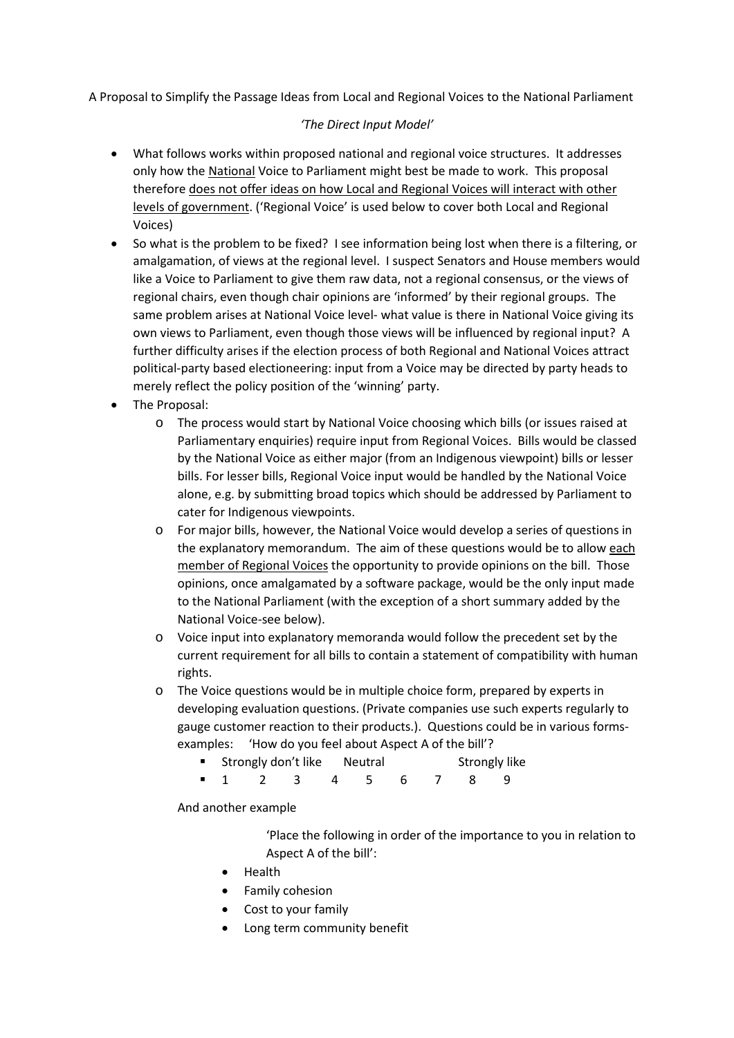A Proposal to Simplify the Passage Ideas from Local and Regional Voices to the National Parliament

*'The Direct Input Model'*

- What follows works within proposed national and regional voice structures. It addresses only how the <u>National</u> Voice to Parliament might best be made to work. This proposal therefore <u>does not offer ideas on how Local and Regional Voices will interact with other levels of government</u>. ('Regional Voice' is used below to cover both Local and Regional Voices)
- So what is the problem to be fixed? I see information being lost when there is a filtering, or amalgamation, of views at the regional level. I suspect Senators and House members would like a Voice to Parliament to give them raw data, not a regional consensus, or the views of regional chairs, even though chair opinions are 'informed' by their regional groups. The same problem arises at National Voice level- what value is there in National Voice giving its own views to Parliament, even though those views will be influenced by regional input? A further difficulty arises if the election process of both Regional and National Voices attract political-party based electioneering: input from a Voice may be directed by party heads to merely reflect the policy position of the 'winning' party.
- The Proposal:
  - The process would start by National Voice choosing which bills (or issues raised at Parliamentary enquiries) require input from Regional Voices. Bills would be classed by the National Voice as either major (from an Indigenous viewpoint) bills or lesser bills. For lesser bills, Regional Voice input would be handled by the National Voice alone, e.g. by submitting broad topics which should be addressed by Parliament to cater for Indigenous viewpoints.
  - For major bills, however, the National Voice would develop a series of questions in the explanatory memorandum. The aim of these questions would be to allow <u>each member of Regional Voices</u> the opportunity to provide opinions on the bill. Those opinions, once amalgamated by a software package, would be the only input made to the National Parliament (with the exception of a short summary added by the National Voice-see below).
  - Voice input into explanatory memoranda would follow the precedent set by the current requirement for all bills to contain a statement of compatibility with human rights.
  - The Voice questions would be in multiple choice form, prepared by experts in developing evaluation questions. (Private companies use such experts regularly to gauge customer reaction to their products.). Questions could be in various forms- examples: 'How do you feel about Aspect A of the bill'?
    - Strongly don't like Neutral Strongly like
    - 1 2 3 4 5 6 7 8 9

    And another example

    'Place the following in order of the importance to you in relation to Aspect A of the bill':

    - Health
    - Family cohesion
    - Cost to your family
    - Long term community benefit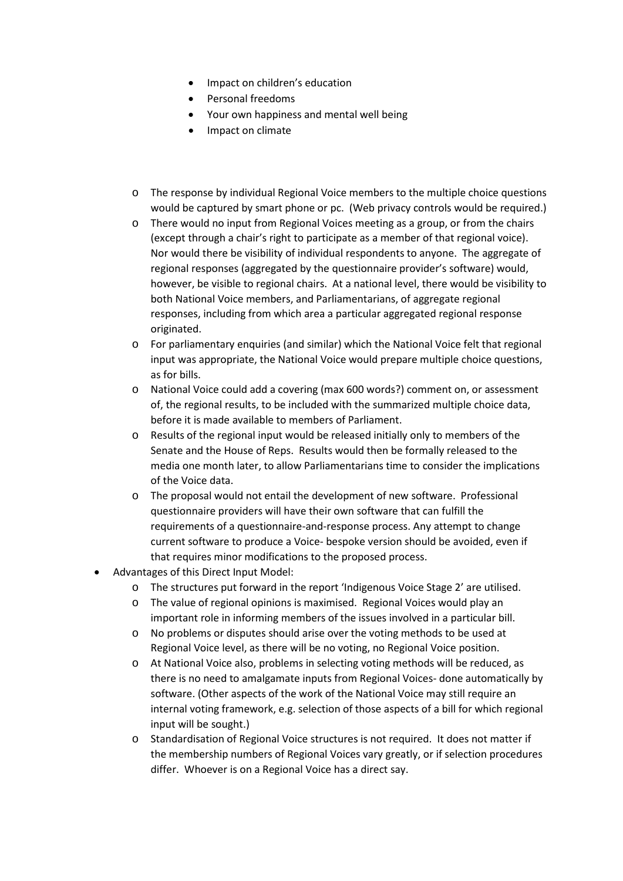- Impact on children's education
        - Personal freedoms
        - Your own happiness and mental well being
        - Impact on climate

    - The response by individual Regional Voice members to the multiple choice questions would be captured by smart phone or pc. (Web privacy controls would be required.)
    - There would no input from Regional Voices meeting as a group, or from the chairs (except through a chair's right to participate as a member of that regional voice). Nor would there be visibility of individual respondents to anyone. The aggregate of regional responses (aggregated by the questionnaire provider's software) would, however, be visible to regional chairs. At a national level, there would be visibility to both National Voice members, and Parliamentarians, of aggregate regional responses, including from which area a particular aggregated regional response originated.
    - For parliamentary enquiries (and similar) which the National Voice felt that regional input was appropriate, the National Voice would prepare multiple choice questions, as for bills.
    - National Voice could add a covering (max 600 words?) comment on, or assessment of, the regional results, to be included with the summarized multiple choice data, before it is made available to members of Parliament.
    - Results of the regional input would be released initially only to members of the Senate and the House of Reps. Results would then be formally released to the media one month later, to allow Parliamentarians time to consider the implications of the Voice data.
    - The proposal would not entail the development of new software. Professional questionnaire providers will have their own software that can fulfill the requirements of a questionnaire-and-response process. Any attempt to change current software to produce a Voice- bespoke version should be avoided, even if that requires minor modifications to the proposed process.
- Advantages of this Direct Input Model:
    - The structures put forward in the report 'Indigenous Voice Stage 2' are utilised.
    - The value of regional opinions is maximised. Regional Voices would play an important role in informing members of the issues involved in a particular bill.
    - No problems or disputes should arise over the voting methods to be used at Regional Voice level, as there will be no voting, no Regional Voice position.
    - At National Voice also, problems in selecting voting methods will be reduced, as there is no need to amalgamate inputs from Regional Voices- done automatically by software. (Other aspects of the work of the National Voice may still require an internal voting framework, e.g. selection of those aspects of a bill for which regional input will be sought.)
    - Standardisation of Regional Voice structures is not required. It does not matter if the membership numbers of Regional Voices vary greatly, or if selection procedures differ. Whoever is on a Regional Voice has a direct say.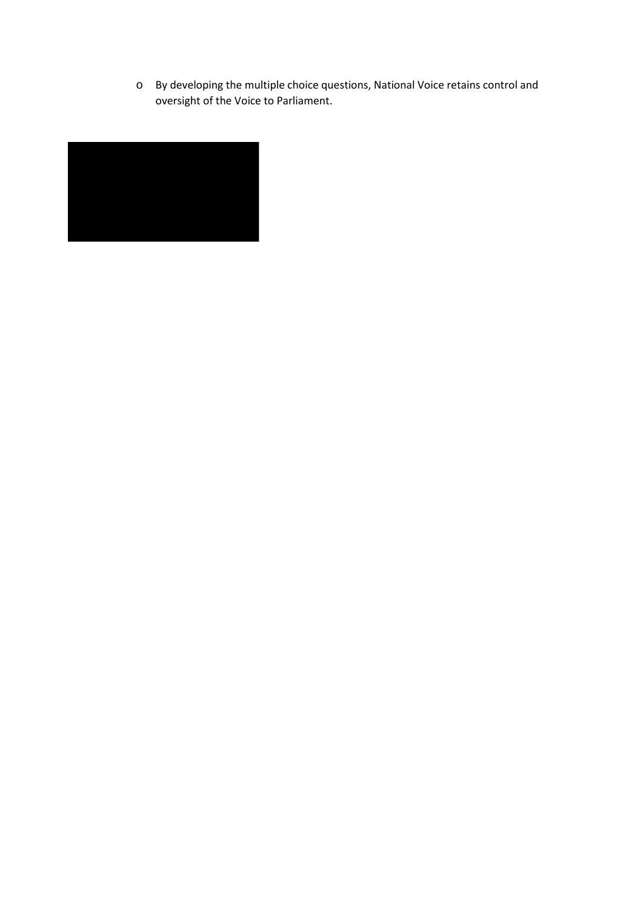- By developing the multiple choice questions, National Voice retains control and oversight of the Voice to Parliament.